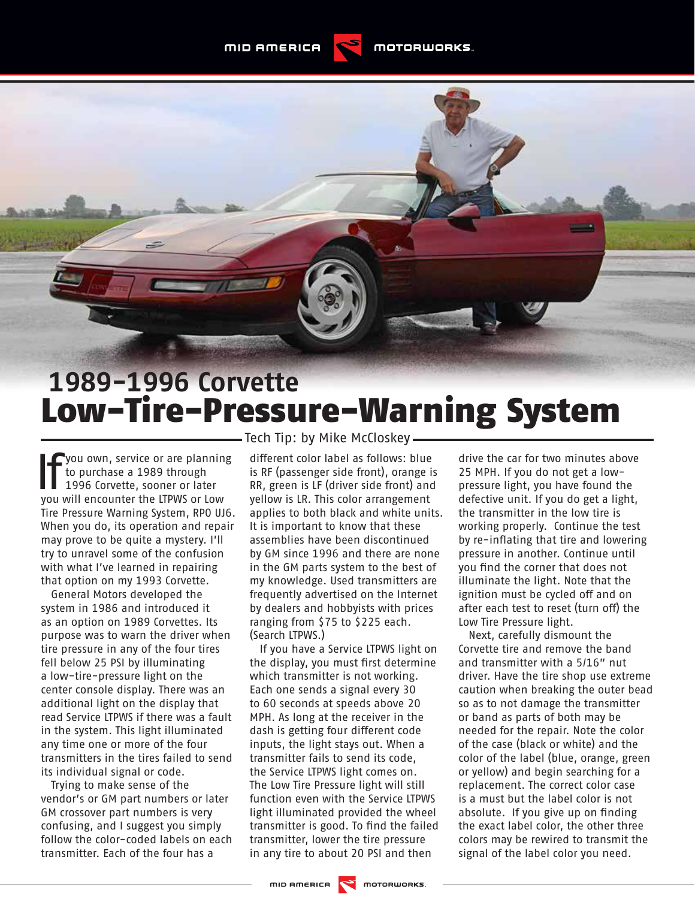# 1989-1996 Corvette
# Low-Tire-Pressure-Warning System

Tech Tip: by Mike McCloskey

If you own, service or are planning to purchase a 1989 through 1996 Corvette, sooner or later you will encounter the LTPWS or Low Tire Pressure Warning System, RPO UJ6. When you do, its operation and repair may prove to be quite a mystery. I'll try to unravel some of the confusion with what I've learned in repairing that option on my 1993 Corvette.

General Motors developed the system in 1986 and introduced it as an option on 1989 Corvettes. Its purpose was to warn the driver when tire pressure in any of the four tires fell below 25 PSI by illuminating a low-tire-pressure light on the center console display. There was an additional light on the display that read Service LTPWS if there was a fault in the system. This light illuminated any time one or more of the four transmitters in the tires failed to send its individual signal or code.

Trying to make sense of the vendor's or GM part numbers or later GM crossover part numbers is very confusing, and I suggest you simply follow the color-coded labels on each transmitter. Each of the four has a different color label as follows: blue is RF (passenger side front), orange is RR, green is LF (driver side front) and yellow is LR. This color arrangement applies to both black and white units. It is important to know that these assemblies have been discontinued by GM since 1996 and there are none in the GM parts system to the best of my knowledge. Used transmitters are frequently advertised on the Internet by dealers and hobbyists with prices ranging from $75 to $225 each. (Search LTPWS.)

If you have a Service LTPWS light on the display, you must first determine which transmitter is not working. Each one sends a signal every 30 to 60 seconds at speeds above 20 MPH. As long at the receiver in the dash is getting four different code inputs, the light stays out. When a transmitter fails to send its code, the Service LTPWS light comes on. The Low Tire Pressure light will still function even with the Service LTPWS light illuminated provided the wheel transmitter is good. To find the failed transmitter, lower the tire pressure in any tire to about 20 PSI and then drive the car for two minutes above 25 MPH. If you do not get a low-pressure light, you have found the defective unit. If you do get a light, the transmitter in the low tire is working properly. Continue the test by re-inflating that tire and lowering pressure in another. Continue until you find the corner that does not illuminate the light. Note that the ignition must be cycled off and on after each test to reset (turn off) the Low Tire Pressure light.

Next, carefully dismount the Corvette tire and remove the band and transmitter with a 5/16" nut driver. Have the tire shop use extreme caution when breaking the outer bead so as to not damage the transmitter or band as parts of both may be needed for the repair. Note the color of the case (black or white) and the color of the label (blue, orange, green or yellow) and begin searching for a replacement. The correct color case is a must but the label color is not absolute. If you give up on finding the exact label color, the other three colors may be rewired to transmit the signal of the label color you need.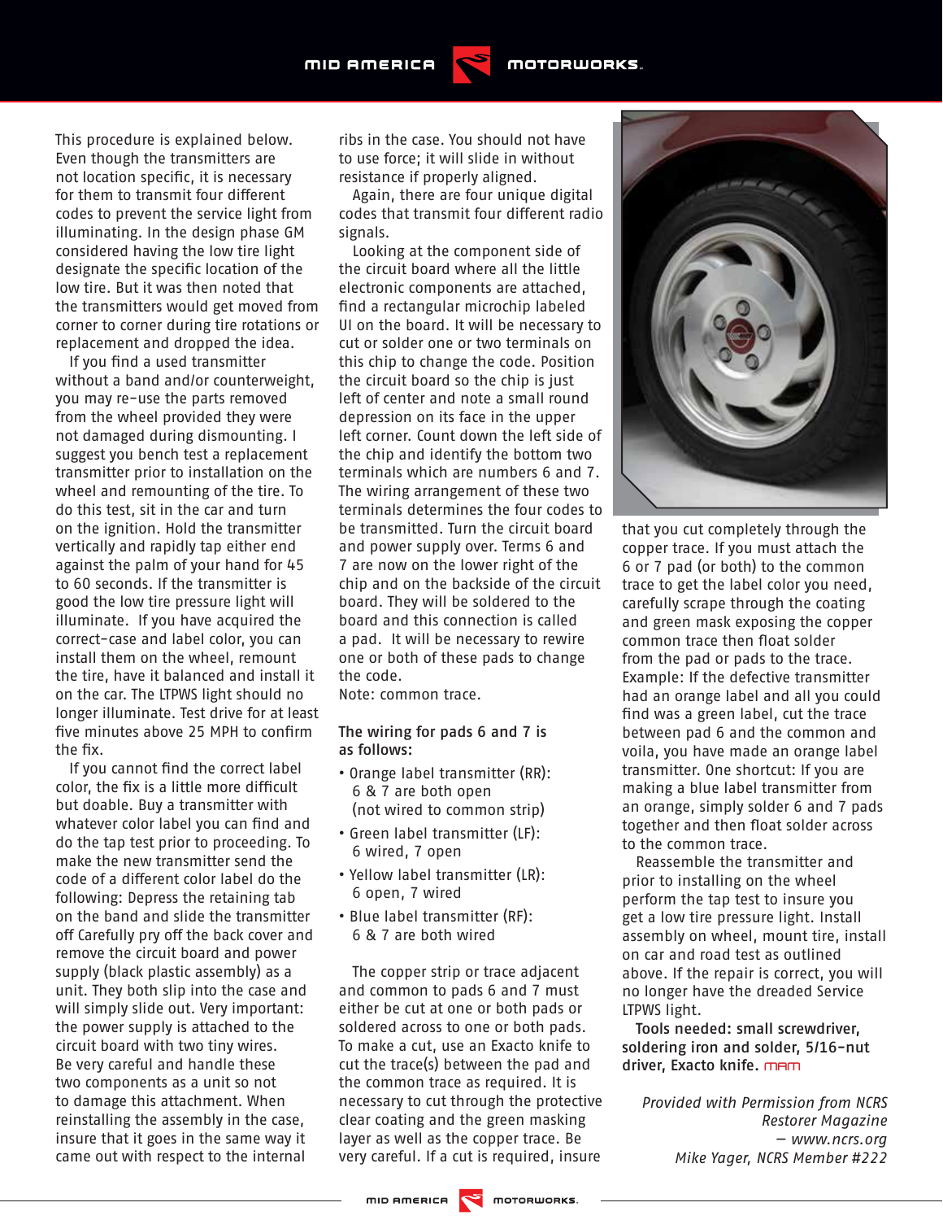This procedure is explained below. Even though the transmitters are not location specific, it is necessary for them to transmit four different codes to prevent the service light from illuminating. In the design phase GM considered having the low tire light designate the specific location of the low tire. But it was then noted that the transmitters would get moved from corner to corner during tire rotations or replacement and dropped the idea.

If you find a used transmitter without a band and/or counterweight, you may re-use the parts removed from the wheel provided they were not damaged during dismounting. I suggest you bench test a replacement transmitter prior to installation on the wheel and remounting of the tire. To do this test, sit in the car and turn on the ignition. Hold the transmitter vertically and rapidly tap either end against the palm of your hand for 45 to 60 seconds. If the transmitter is good the low tire pressure light will illuminate. If you have acquired the correct-case and label color, you can install them on the wheel, remount the tire, have it balanced and install it on the car. The LTPWS light should no longer illuminate. Test drive for at least five minutes above 25 MPH to confirm the fix.

If you cannot find the correct label color, the fix is a little more difficult but doable. Buy a transmitter with whatever color label you can find and do the tap test prior to proceeding. To make the new transmitter send the code of a different color label do the following: Depress the retaining tab on the band and slide the transmitter off Carefully pry off the back cover and remove the circuit board and power supply (black plastic assembly) as a unit. They both slip into the case and will simply slide out. Very important: the power supply is attached to the circuit board with two tiny wires. Be very careful and handle these two components as a unit so not to damage this attachment. When reinstalling the assembly in the case, insure that it goes in the same way it came out with respect to the internal ribs in the case. You should not have to use force; it will slide in without resistance if properly aligned.

Again, there are four unique digital codes that transmit four different radio signals.

Looking at the component side of the circuit board where all the little electronic components are attached, find a rectangular microchip labeled UI on the board. It will be necessary to cut or solder one or two terminals on this chip to change the code. Position the circuit board so the chip is just left of center and note a small round depression on its face in the upper left corner. Count down the left side of the chip and identify the bottom two terminals which are numbers 6 and 7. The wiring arrangement of these two terminals determines the four codes to be transmitted. Turn the circuit board and power supply over. Terms 6 and 7 are now on the lower right of the chip and on the backside of the circuit board. They will be soldered to the board and this connection is called a pad. It will be necessary to rewire one or both of these pads to change the code.
Note: common trace.

**The wiring for pads 6 and 7 is as follows:**

- Orange label transmitter (RR): 6 & 7 are both open (not wired to common strip)
- Green label transmitter (LF): 6 wired, 7 open
- Yellow label transmitter (LR): 6 open, 7 wired
- Blue label transmitter (RF): 6 & 7 are both wired

The copper strip or trace adjacent and common to pads 6 and 7 must either be cut at one or both pads or soldered across to one or both pads. To make a cut, use an Exacto knife to cut the trace(s) between the pad and the common trace as required. It is necessary to cut through the protective clear coating and the green masking layer as well as the copper trace. Be very careful. If a cut is required, insure that you cut completely through the copper trace. If you must attach the 6 or 7 pad (or both) to the common trace to get the label color you need, carefully scrape through the coating and green mask exposing the copper common trace then float solder from the pad or pads to the trace. Example: If the defective transmitter had an orange label and all you could find was a green label, cut the trace between pad 6 and the common and voila, you have made an orange label transmitter. One shortcut: If you are making a blue label transmitter from an orange, simply solder 6 and 7 pads together and then float solder across to the common trace.

Reassemble the transmitter and prior to installing on the wheel perform the tap test to insure you get a low tire pressure light. Install assembly on wheel, mount tire, install on car and road test as outlined above. If the repair is correct, you will no longer have the dreaded Service LTPWS light.

**Tools needed: small screwdriver, soldering iron and solder, 5/16-nut driver, Exacto knife.** MAM

*Provided with Permission from NCRS Restorer Magazine – www.ncrs.org*
*Mike Yager, NCRS Member #222*